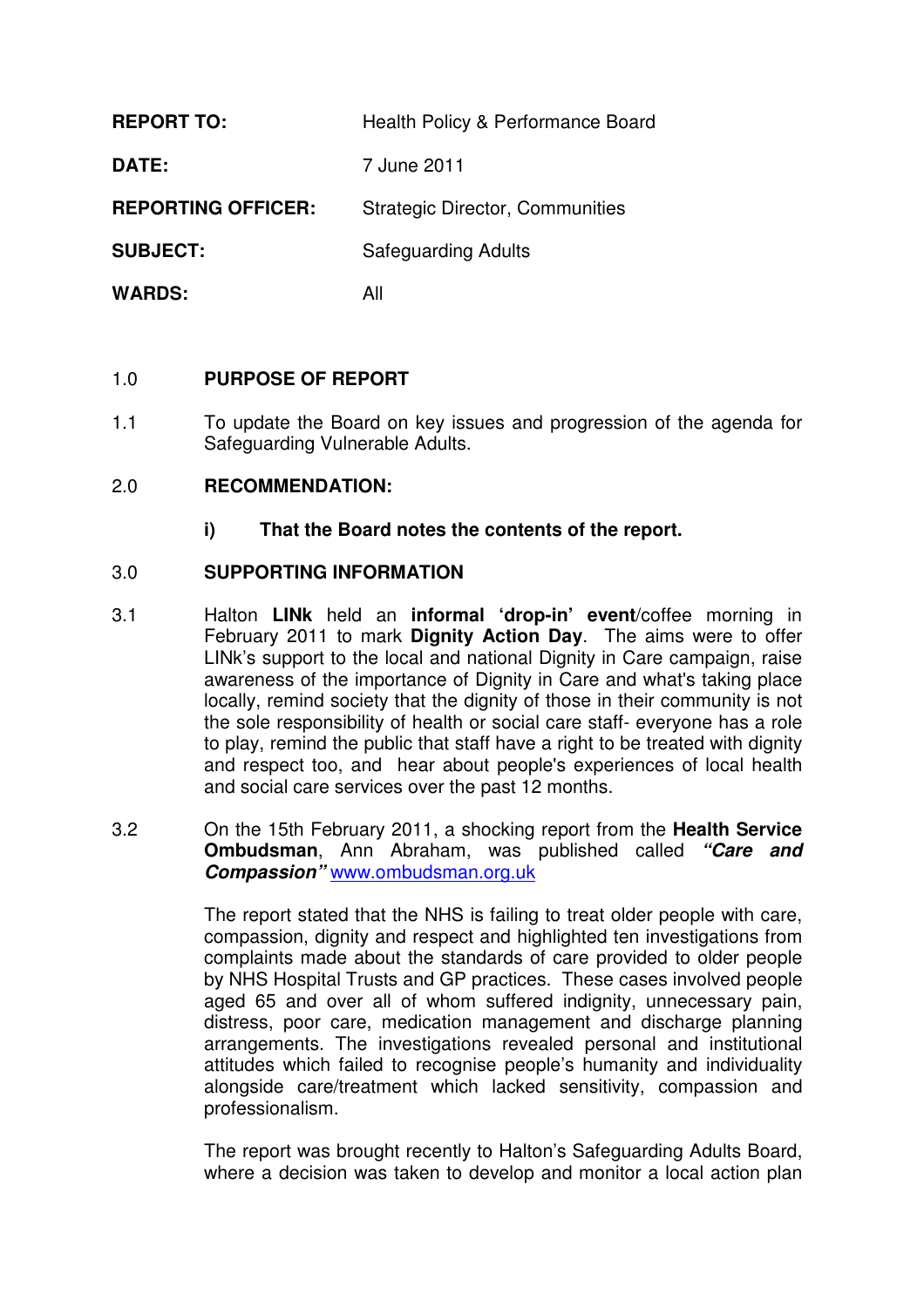| | |
|---|---|
| **REPORT TO:** | Health Policy & Performance Board |
| **DATE:** | 7 June 2011 |
| **REPORTING OFFICER:** | Strategic Director, Communities |
| **SUBJECT:** | Safeguarding Adults |
| **WARDS:** | All |

## 1.0 PURPOSE OF REPORT

1.1 To update the Board on key issues and progression of the agenda for Safeguarding Vulnerable Adults.

## 2.0 RECOMMENDATION:

**i) That the Board notes the contents of the report.**

## 3.0 SUPPORTING INFORMATION

3.1 Halton **LINk** held an **informal 'drop-in' event**/coffee morning in February 2011 to mark **Dignity Action Day**. The aims were to offer LINk's support to the local and national Dignity in Care campaign, raise awareness of the importance of Dignity in Care and what's taking place locally, remind society that the dignity of those in their community is not the sole responsibility of health or social care staff- everyone has a role to play, remind the public that staff have a right to be treated with dignity and respect too, and hear about people's experiences of local health and social care services over the past 12 months.

3.2 On the 15th February 2011, a shocking report from the **Health Service Ombudsman**, Ann Abraham, was published called ***"Care and Compassion"*** www.ombudsman.org.uk

The report stated that the NHS is failing to treat older people with care, compassion, dignity and respect and highlighted ten investigations from complaints made about the standards of care provided to older people by NHS Hospital Trusts and GP practices. These cases involved people aged 65 and over all of whom suffered indignity, unnecessary pain, distress, poor care, medication management and discharge planning arrangements. The investigations revealed personal and institutional attitudes which failed to recognise people's humanity and individuality alongside care/treatment which lacked sensitivity, compassion and professionalism.

The report was brought recently to Halton's Safeguarding Adults Board, where a decision was taken to develop and monitor a local action plan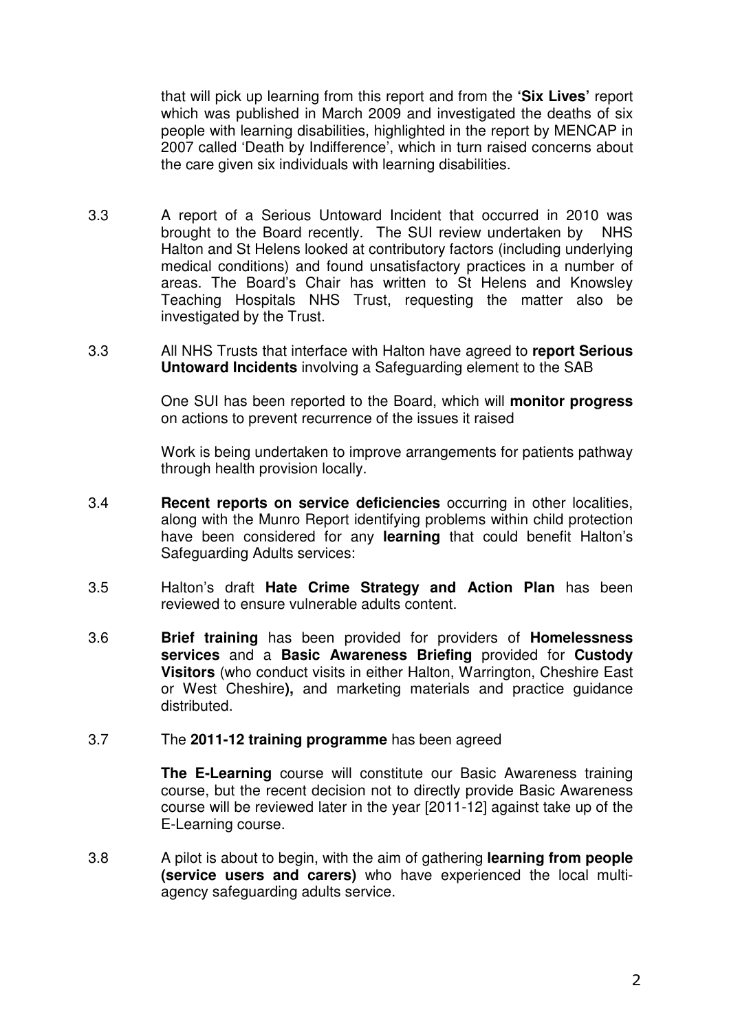that will pick up learning from this report and from the **'Six Lives'** report which was published in March 2009 and investigated the deaths of six people with learning disabilities, highlighted in the report by MENCAP in 2007 called 'Death by Indifference', which in turn raised concerns about the care given six individuals with learning disabilities.

3.3 A report of a Serious Untoward Incident that occurred in 2010 was brought to the Board recently. The SUI review undertaken by NHS Halton and St Helens looked at contributory factors (including underlying medical conditions) and found unsatisfactory practices in a number of areas. The Board's Chair has written to St Helens and Knowsley Teaching Hospitals NHS Trust, requesting the matter also be investigated by the Trust.

3.3 All NHS Trusts that interface with Halton have agreed to **report Serious Untoward Incidents** involving a Safeguarding element to the SAB

One SUI has been reported to the Board, which will **monitor progress** on actions to prevent recurrence of the issues it raised

Work is being undertaken to improve arrangements for patients pathway through health provision locally.

3.4 **Recent reports on service deficiencies** occurring in other localities, along with the Munro Report identifying problems within child protection have been considered for any **learning** that could benefit Halton's Safeguarding Adults services:

3.5 Halton's draft **Hate Crime Strategy and Action Plan** has been reviewed to ensure vulnerable adults content.

3.6 **Brief training** has been provided for providers of **Homelessness services** and a **Basic Awareness Briefing** provided for **Custody Visitors** (who conduct visits in either Halton, Warrington, Cheshire East or West Cheshire**),** and marketing materials and practice guidance distributed.

3.7 The **2011-12 training programme** has been agreed

**The E-Learning** course will constitute our Basic Awareness training course, but the recent decision not to directly provide Basic Awareness course will be reviewed later in the year [2011-12] against take up of the E-Learning course.

3.8 A pilot is about to begin, with the aim of gathering **learning from people (service users and carers)** who have experienced the local multi-agency safeguarding adults service.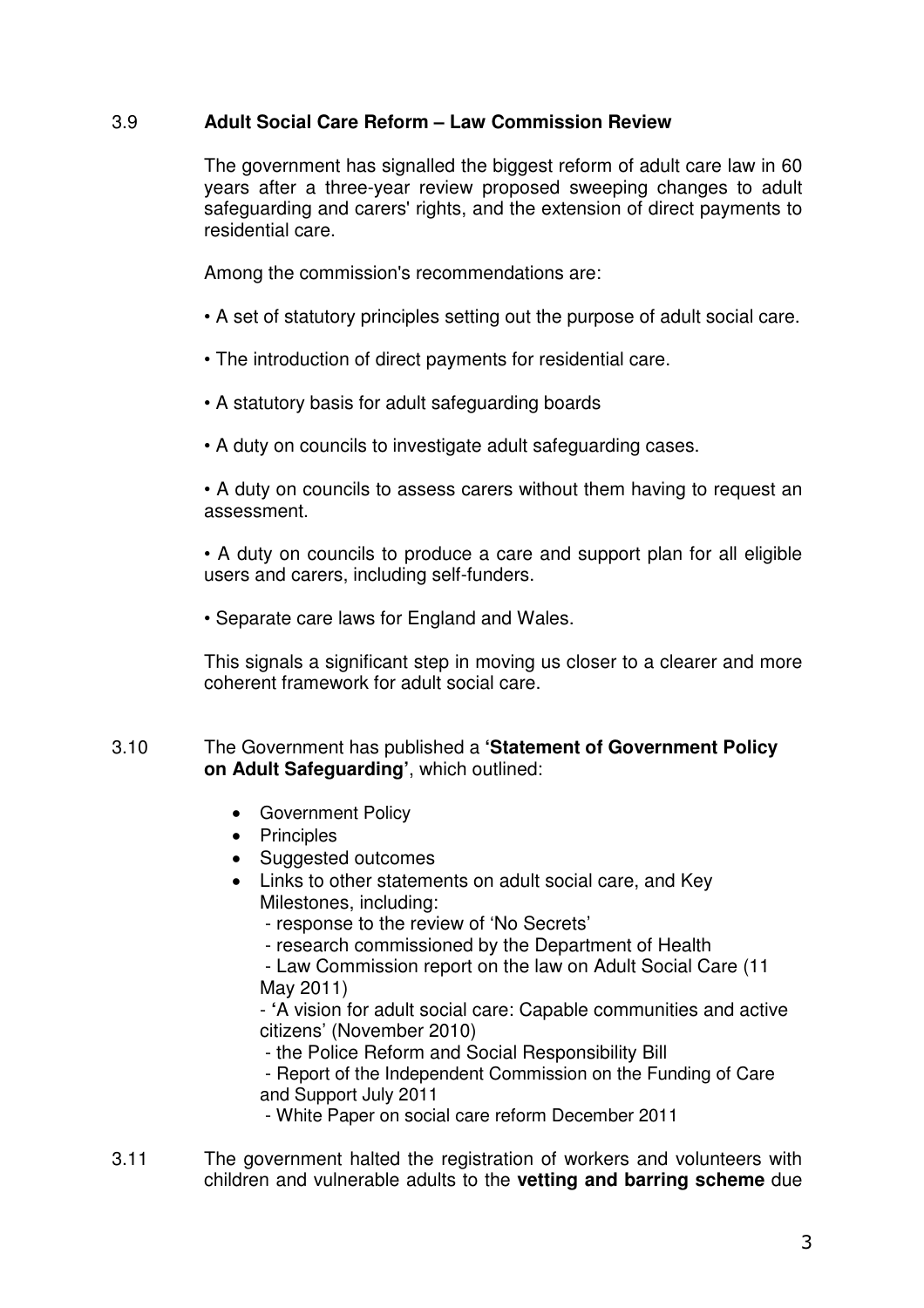### 3.9 Adult Social Care Reform – Law Commission Review

The government has signalled the biggest reform of adult care law in 60 years after a three-year review proposed sweeping changes to adult safeguarding and carers' rights, and the extension of direct payments to residential care.

Among the commission's recommendations are:

• A set of statutory principles setting out the purpose of adult social care.

• The introduction of direct payments for residential care.

• A statutory basis for adult safeguarding boards

• A duty on councils to investigate adult safeguarding cases.

• A duty on councils to assess carers without them having to request an assessment.

• A duty on councils to produce a care and support plan for all eligible users and carers, including self-funders.

• Separate care laws for England and Wales.

This signals a significant step in moving us closer to a clearer and more coherent framework for adult social care.

3.10 The Government has published a **'Statement of Government Policy on Adult Safeguarding'**, which outlined:

- Government Policy
- Principles
- Suggested outcomes
- Links to other statements on adult social care, and Key Milestones, including:
  - response to the review of 'No Secrets'
  - research commissioned by the Department of Health
  - Law Commission report on the law on Adult Social Care (11 May 2011)
  - 'A vision for adult social care: Capable communities and active citizens' (November 2010)
  - the Police Reform and Social Responsibility Bill
  - Report of the Independent Commission on the Funding of Care and Support July 2011
  - White Paper on social care reform December 2011

3.11 The government halted the registration of workers and volunteers with children and vulnerable adults to the **vetting and barring scheme** due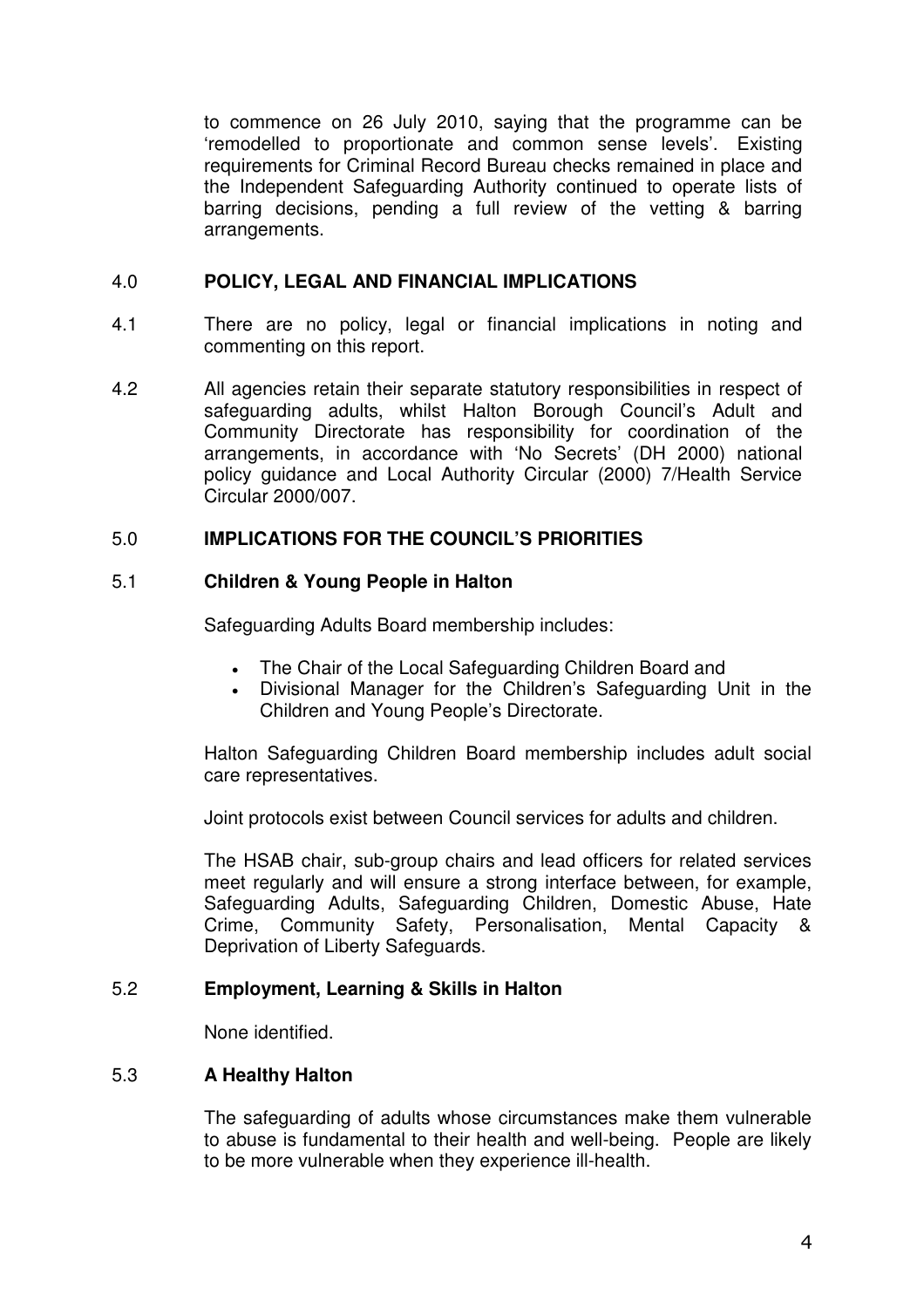to commence on 26 July 2010, saying that the programme can be 'remodelled to proportionate and common sense levels'. Existing requirements for Criminal Record Bureau checks remained in place and the Independent Safeguarding Authority continued to operate lists of barring decisions, pending a full review of the vetting & barring arrangements.

## 4.0 POLICY, LEGAL AND FINANCIAL IMPLICATIONS

4.1 There are no policy, legal or financial implications in noting and commenting on this report.

4.2 All agencies retain their separate statutory responsibilities in respect of safeguarding adults, whilst Halton Borough Council's Adult and Community Directorate has responsibility for coordination of the arrangements, in accordance with 'No Secrets' (DH 2000) national policy guidance and Local Authority Circular (2000) 7/Health Service Circular 2000/007.

## 5.0 IMPLICATIONS FOR THE COUNCIL'S PRIORITIES

### 5.1 Children & Young People in Halton

Safeguarding Adults Board membership includes:

- The Chair of the Local Safeguarding Children Board and
- Divisional Manager for the Children's Safeguarding Unit in the Children and Young People's Directorate.

Halton Safeguarding Children Board membership includes adult social care representatives.

Joint protocols exist between Council services for adults and children.

The HSAB chair, sub-group chairs and lead officers for related services meet regularly and will ensure a strong interface between, for example, Safeguarding Adults, Safeguarding Children, Domestic Abuse, Hate Crime, Community Safety, Personalisation, Mental Capacity & Deprivation of Liberty Safeguards.

### 5.2 Employment, Learning & Skills in Halton

None identified.

### 5.3 A Healthy Halton

The safeguarding of adults whose circumstances make them vulnerable to abuse is fundamental to their health and well-being. People are likely to be more vulnerable when they experience ill-health.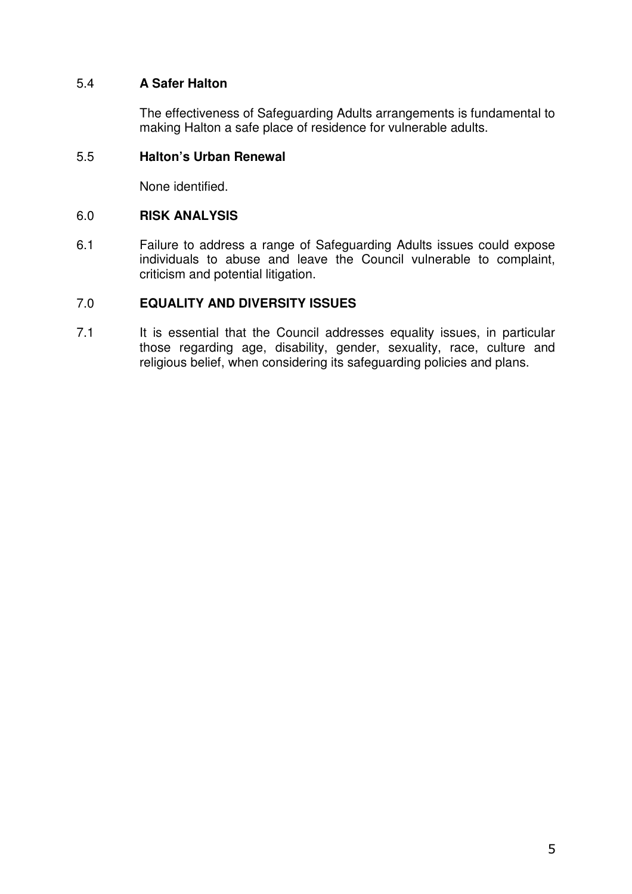### 5.4 A Safer Halton

The effectiveness of Safeguarding Adults arrangements is fundamental to making Halton a safe place of residence for vulnerable adults.

### 5.5 Halton's Urban Renewal

None identified.

## 6.0 RISK ANALYSIS

6.1 Failure to address a range of Safeguarding Adults issues could expose individuals to abuse and leave the Council vulnerable to complaint, criticism and potential litigation.

## 7.0 EQUALITY AND DIVERSITY ISSUES

7.1 It is essential that the Council addresses equality issues, in particular those regarding age, disability, gender, sexuality, race, culture and religious belief, when considering its safeguarding policies and plans.